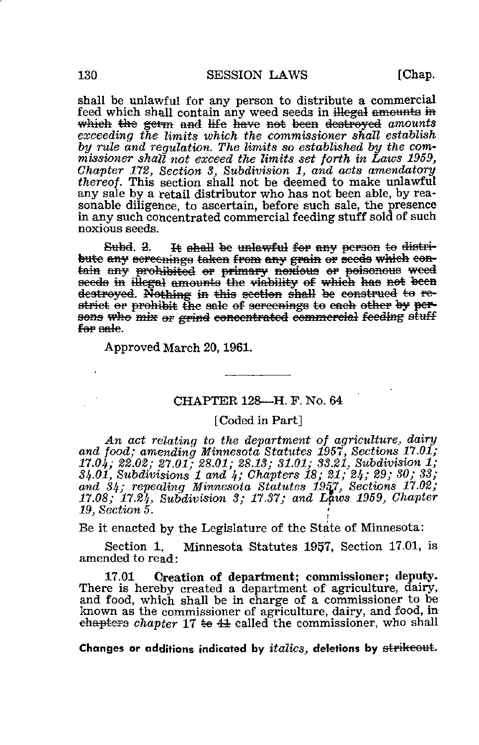shall be unlawful for any person to distribute a commercial feed which shall contain any weed seeds in ~~illegal amounts in which the germ and life have not been destroyed~~ *amounts exceeding the limits which the commissioner shall establish by rule and regulation. The limits so established by the commissioner shall not exceed the limits set forth in Laws 1959, Chapter 172, Section 3, Subdivision 1, and acts amendatory thereof.* This section shall not be deemed to make unlawful any sale by a retail distributor who has not been able, by reasonable diligence, to ascertain, before such sale, the presence in any such concentrated commercial feeding stuff sold of such noxious seeds.

~~Subd. 2. It shall be unlawful for any person to distribute any screenings taken from any grain or seeds which contain any prohibited or primary noxious or poisonous weed seeds in illegal amounts the viability of which has not been destroyed. Nothing in this section shall be construed to restrict or prohibit the sale of screenings to each other by persons who mix or grind concentrated commercial feeding stuff for sale.~~

Approved March 20, 1961.

---

## CHAPTER 128—H. F. No. 64

[Coded in Part]

*An act relating to the department of agriculture, dairy and food; amending Minnesota Statutes 1957, Sections 17.01; 17.04; 22.02; 27.01; 28.01; 28.13; 31.01; 33.21, Subdivision 1; 34.01, Subdivisions 1 and 4; Chapters 18; 21; 24; 29; 30; 33; and 34; repealing Minnesota Statutes 1957, Sections 17.02; 17.08; 17.24, Subdivision 3; 17.37; and Laws 1959, Chapter 19, Section 5.*

Be it enacted by the Legislature of the State of Minnesota:

Section 1. Minnesota Statutes 1957, Section 17.01, is amended to read:

17.01 **Creation of department; commissioner; deputy.** There is hereby created a department of agriculture, dairy, and food, which shall be in charge of a commissioner to be known as the commissioner of agriculture, dairy, and food, in ~~chapters~~ *chapter* 17 ~~to 41~~ called the commissioner, who shall

**Changes or additions indicated by** *italics*, **deletions by** ~~strikeout~~.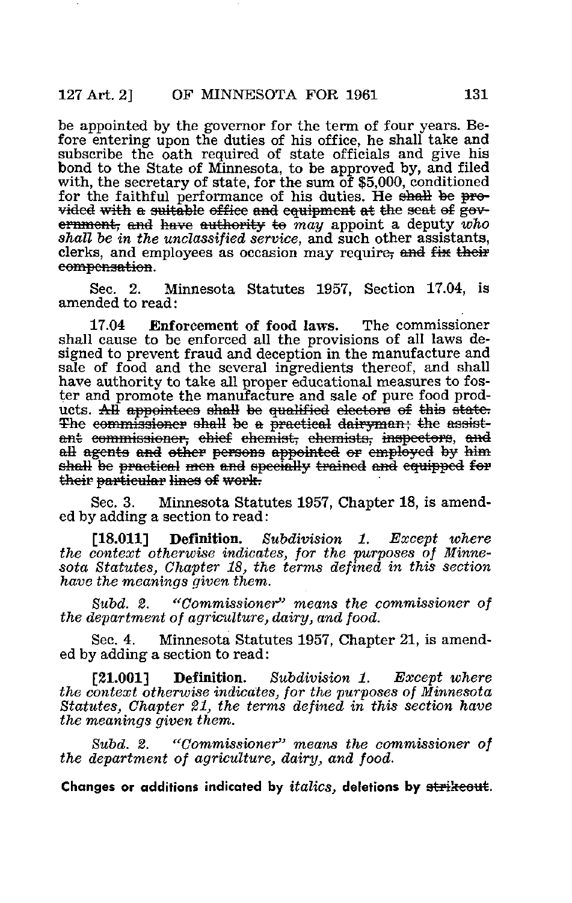be appointed by the governor for the term of four years. Before entering upon the duties of his office, he shall take and subscribe the oath required of state officials and give his bond to the State of Minnesota, to be approved by, and filed with, the secretary of state, for the sum of $5,000, conditioned for the faithful performance of his duties. He ~~shall be provided with a suitable office and equipment at the seat of government, and have authority to~~ *may* appoint a deputy *who shall be in the unclassified service,* and such other assistants, clerks, and employees as occasion may require~~, and fix their compensation~~.

Sec. 2. Minnesota Statutes 1957, Section 17.04, is amended to read:

17.04 **Enforcement of food laws.** The commissioner shall cause to be enforced all the provisions of all laws designed to prevent fraud and deception in the manufacture and sale of food and the several ingredients thereof, and shall have authority to take all proper educational measures to foster and promote the manufacture and sale of pure food products. ~~All appointees shall be qualified electors of this state. The commissioner shall be a practical dairyman; the assistant commissioner, chief chemist, chemists, inspectors, and all agents and other persons appointed or employed by him shall be practical men and specially trained and equipped for their particular lines of work.~~

Sec. 3. Minnesota Statutes 1957, Chapter 18, is amended by adding a section to read:

[18.011] **Definition.** *Subdivision 1. Except where the context otherwise indicates, for the purposes of Minnesota Statutes, Chapter 18, the terms defined in this section have the meanings given them.*

*Subd. 2. "Commissioner" means the commissioner of the department of agriculture, dairy, and food.*

Sec. 4. Minnesota Statutes 1957, Chapter 21, is amended by adding a section to read:

[21.001] **Definition.** *Subdivision 1. Except where the context otherwise indicates, for the purposes of Minnesota Statutes, Chapter 21, the terms defined in this section have the meanings given them.*

*Subd. 2. "Commissioner" means the commissioner of the department of agriculture, dairy, and food.*

**Changes or additions indicated by *italics*, deletions by ~~strikeout~~.**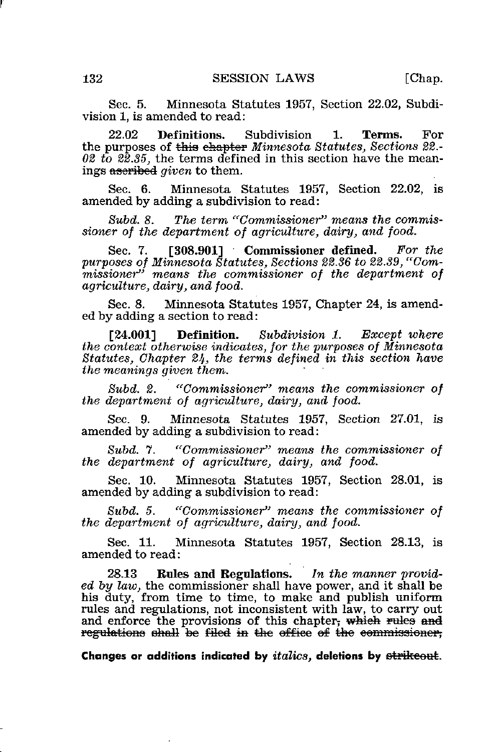Sec. 5. Minnesota Statutes 1957, Section 22.02, Subdivision 1, is amended to read:

22.02 **Definitions.** Subdivision 1. **Terms.** For the purposes of ~~this chapter~~ *Minnesota Statutes, Sections 22.02 to 22.35,* the terms defined in this section have the meanings ~~ascribed~~ *given* to them.

Sec. 6. Minnesota Statutes 1957, Section 22.02, is amended by adding a subdivision to read:

*Subd. 8. The term "Commissioner" means the commissioner of the department of agriculture, dairy, and food.*

Sec. 7. **[308.901] Commissioner defined.** *For the purposes of Minnesota Statutes, Sections 22.36 to 22.39, "Commissioner" means the commissioner of the department of agriculture, dairy, and food.*

Sec. 8. Minnesota Statutes 1957, Chapter 24, is amended by adding a section to read:

**[24.001] Definition.** *Subdivision 1. Except where the context otherwise indicates, for the purposes of Minnesota Statutes, Chapter 24, the terms defined in this section have the meanings given them.*

*Subd. 2. "Commissioner" means the commissioner of the department of agriculture, dairy, and food.*

Sec. 9. Minnesota Statutes 1957, Section 27.01, is amended by adding a subdivision to read:

*Subd. 7. "Commissioner" means the commissioner of the department of agriculture, dairy, and food.*

Sec. 10. Minnesota Statutes 1957, Section 28.01, is amended by adding a subdivision to read:

*Subd. 5. "Commissioner" means the commissioner of the department of agriculture, dairy, and food.*

Sec. 11. Minnesota Statutes 1957, Section 28.13, is amended to read:

28.13 **Rules and Regulations.** *In the manner provided by law,* the commissioner shall have power, and it shall be his duty, from time to time, to make and publish uniform rules and regulations, not inconsistent with law, to carry out and enforce the provisions of this chapter~~, which rules and regulations shall be filed in the office of the commissioner,~~

**Changes or additions indicated by** *italics*, **deletions by** ~~strikeout~~.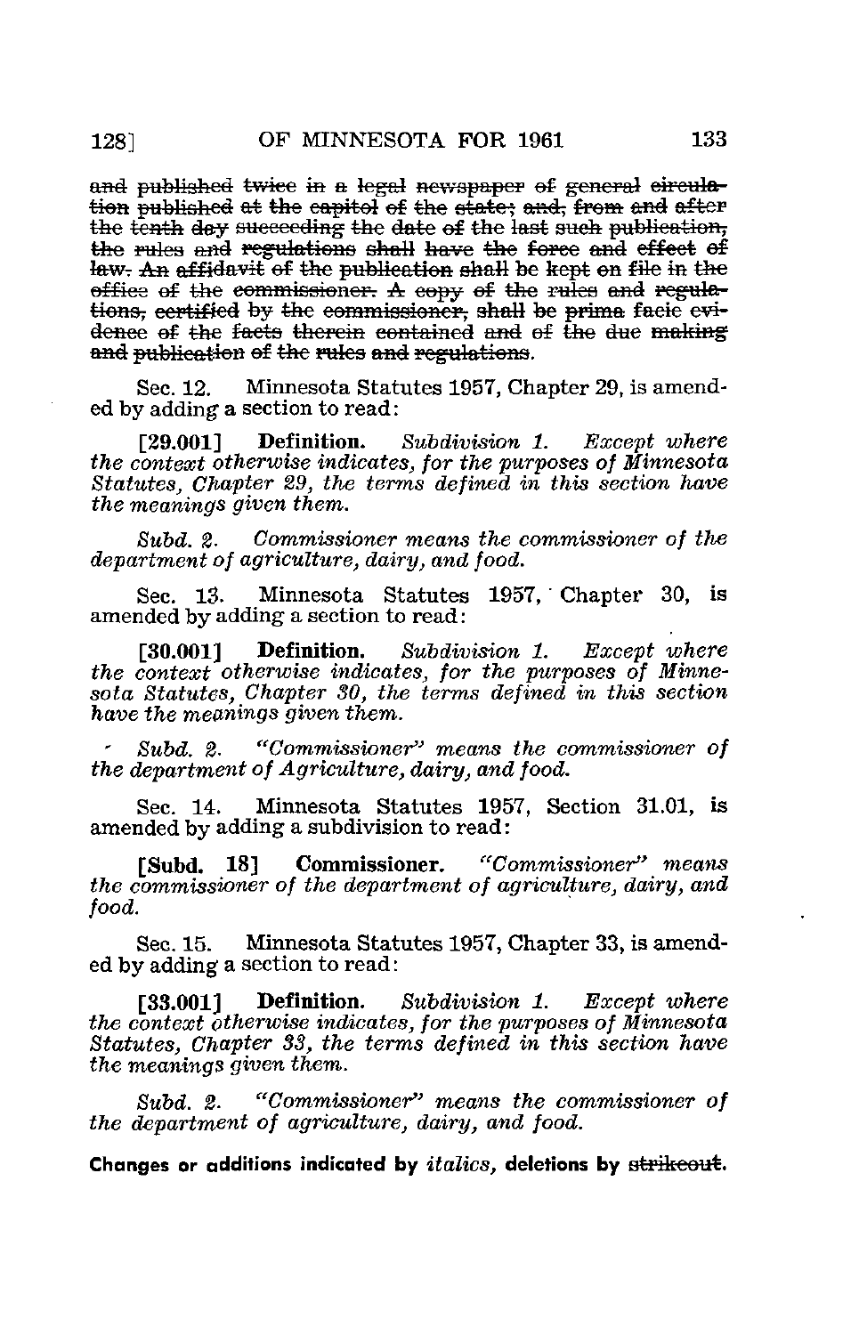~~and published twice in a legal newspaper of general circulation published at the capitol of the state; and, from and after the tenth day succeeding the date of the last such publication, the rules and regulations shall have the force and effect of law. An affidavit of the publication shall be kept on file in the office of the commissioner. A copy of the rules and regulations, certified by the commissioner, shall be prima facie evidence of the facts therein contained and of the due making and publication of the rules and regulations.~~

Sec. 12. Minnesota Statutes 1957, Chapter 29, is amended by adding a section to read:

[29.001] **Definition.** *Subdivision 1. Except where the context otherwise indicates, for the purposes of Minnesota Statutes, Chapter 29, the terms defined in this section have the meanings given them.*

*Subd. 2. Commissioner means the commissioner of the department of agriculture, dairy, and food.*

Sec. 13. Minnesota Statutes 1957, Chapter 30, is amended by adding a section to read:

[30.001] **Definition.** *Subdivision 1. Except where the context otherwise indicates, for the purposes of Minnesota Statutes, Chapter 30, the terms defined in this section have the meanings given them.*

*Subd. 2. "Commissioner" means the commissioner of the department of Agriculture, dairy, and food.*

Sec. 14. Minnesota Statutes 1957, Section 31.01, is amended by adding a subdivision to read:

[Subd. 18] **Commissioner.** *"Commissioner" means the commissioner of the department of agriculture, dairy, and food.*

Sec. 15. Minnesota Statutes 1957, Chapter 33, is amended by adding a section to read:

[33.001] **Definition.** *Subdivision 1. Except where the context otherwise indicates, for the purposes of Minnesota Statutes, Chapter 33, the terms defined in this section have the meanings given them.*

*Subd. 2. "Commissioner" means the commissioner of the department of agriculture, dairy, and food.*

**Changes or additions indicated by *italics*, deletions by ~~strikeout~~.**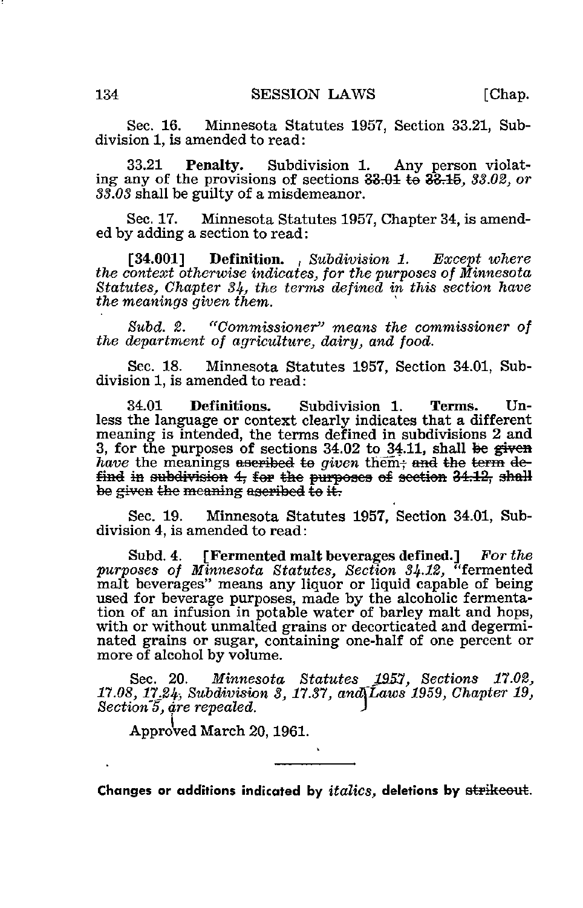Sec. 16. Minnesota Statutes 1957, Section 33.21, Subdivision 1, is amended to read:

33.21 **Penalty.** Subdivision 1. Any person violating any of the provisions of sections ~~33.01 to 33.15~~, *33.02, or 33.03* shall be guilty of a misdemeanor.

Sec. 17. Minnesota Statutes 1957, Chapter 34, is amended by adding a section to read:

[34.001] **Definition.** *Subdivision 1. Except where the context otherwise indicates, for the purposes of Minnesota Statutes, Chapter 34, the terms defined in this section have the meanings given them.*

*Subd. 2. "Commissioner" means the commissioner of the department of agriculture, dairy, and food.*

Sec. 18. Minnesota Statutes 1957, Section 34.01, Subdivision 1, is amended to read:

34.01 **Definitions.** Subdivision 1. **Terms.** Unless the language or context clearly indicates that a different meaning is intended, the terms defined in subdivisions 2 and 3, for the purposes of sections 34.02 to 34.11, shall ~~be given~~ *have* the meanings ~~ascribed to~~ *given* them~~; and the term define in subdivision 4, for the purposes of section 34.12, shall be given the meaning ascribed to it.~~

Sec. 19. Minnesota Statutes 1957, Section 34.01, Subdivision 4, is amended to read:

Subd. 4. **[Fermented malt beverages defined.]** *For the purposes of Minnesota Statutes, Section 34.12,* "fermented malt beverages" means any liquor or liquid capable of being used for beverage purposes, made by the alcoholic fermentation of an infusion in potable water of barley malt and hops, with or without unmalted grains or decorticated and degerminated grains or sugar, containing one-half of one percent or more of alcohol by volume.

Sec. 20. *Minnesota Statutes 1957, Sections 17.02, 17.08, 17.24, Subdivision 3, 17.37, and Laws 1959, Chapter 19, Section 5, are repealed.*

Approved March 20, 1961.

---

**Changes or additions indicated by *italics*, deletions by ~~strikeout~~.**